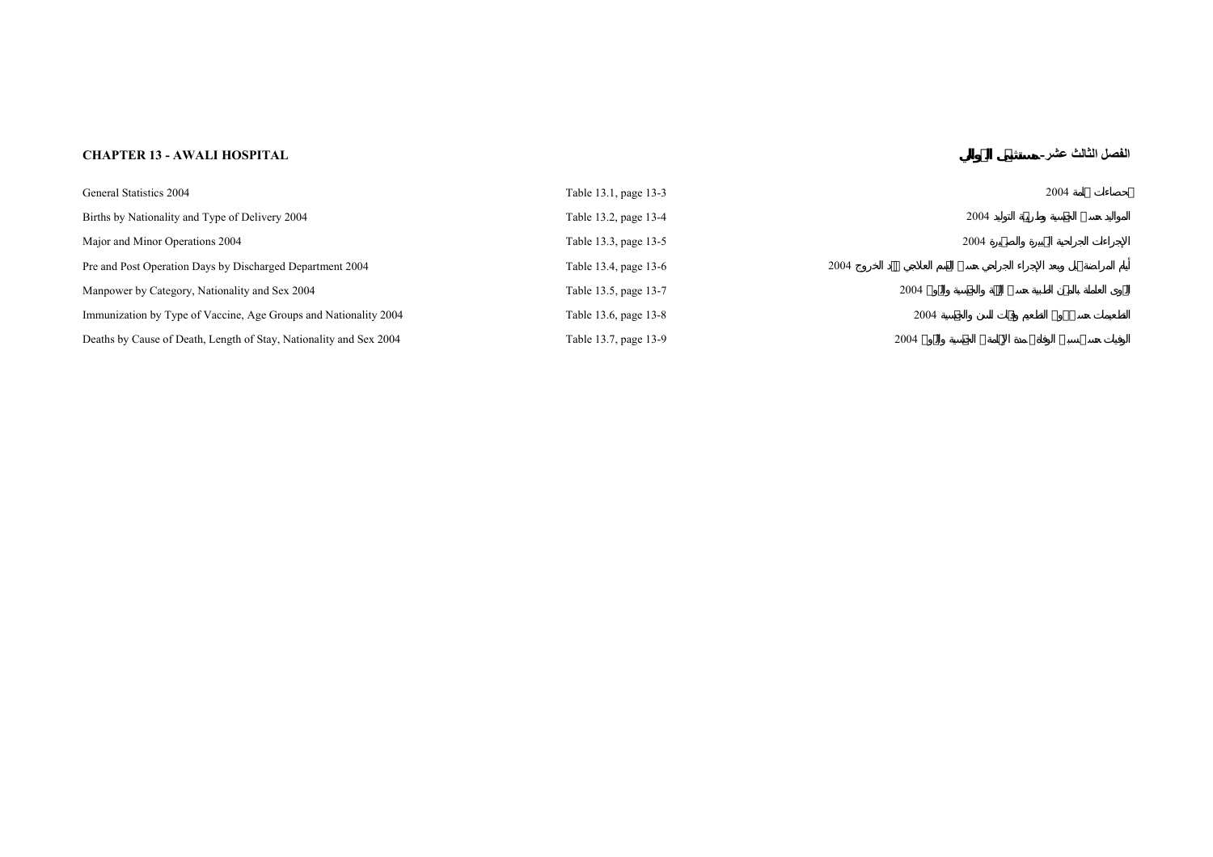# CHAPTER 13 - AWALI HOSPITAL

# الفصل الثالث عشر- مستشفى العوالي

| | | |
|---|---|---|
| General Statistics 2004 | Table 13.1, page 13-3 | إحصاءات عامة 2004 |
| Births by Nationality and Type of Delivery 2004 | Table 13.2, page 13-4 | المواليد حسب الجنسية وطريقة التوليد 2004 |
| Major and Minor Operations 2004 | Table 13.3, page 13-5 | الإجراءات الجراحية الكبيرة والصغيرة 2004 |
| Pre and Post Operation Days by Discharged Department 2004 | Table 13.4, page 13-6 | أيام المراضة قبل وبعد الإجراء الجراحي حسب القسم العلاجي عند الخروج 2004 |
| Manpower by Category, Nationality and Sex 2004 | Table 13.5, page 13-7 | القوى العاملة بالمهن الطبية حسب الفئة والجنسية والنوع 2004 |
| Immunization by Type of Vaccine, Age Groups and Nationality 2004 | Table 13.6, page 13-8 | التطعيمات حسب نوع التطعيم وفئات السن والجنسية 2004 |
| Deaths by Cause of Death, Length of Stay, Nationality and Sex 2004 | Table 13.7, page 13-9 | الوفيات حسب سبب الوفاة ومدة الإقامة والجنسية والنوع 2004 |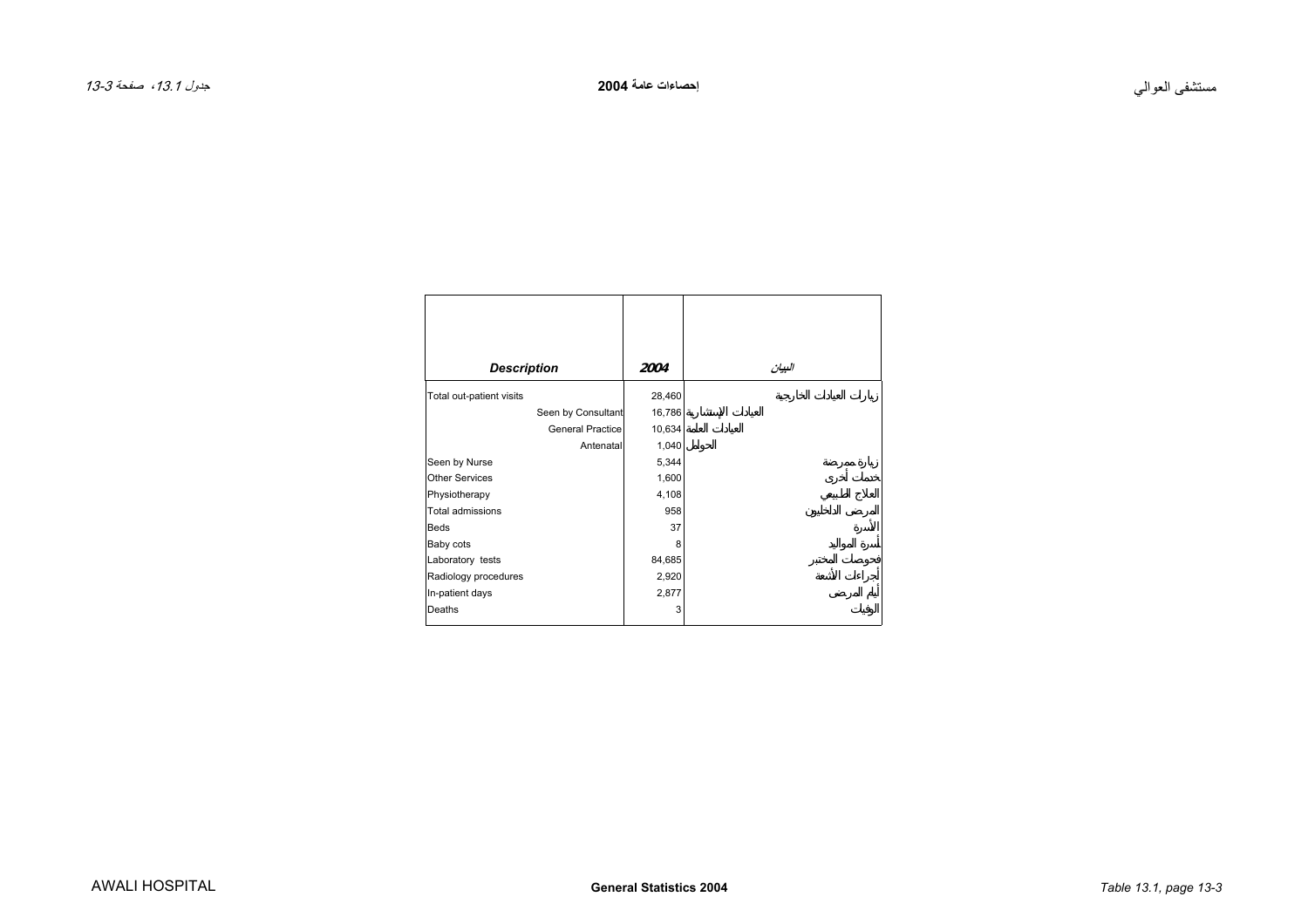| Description | 2004 | البيان |
|---|---|---|
| Total out-patient visits | 28,460 | زيارات العيادات الخارجية |
| Seen by Consultant | 16,786 | العيادات الإستشارية |
| General Practice | 10,634 | العيادات العامة |
| Antenatal | 1,040 | الحوامل |
| Seen by Nurse | 5,344 | زيارة ممرضة |
| Other Services | 1,600 | خدمات أخرى |
| Physiotherapy | 4,108 | العلاج الطبيعي |
| Total admissions | 958 | المرضى الداخليون |
| Beds | 37 | الأسرة |
| Baby cots | 8 | أسرة المواليد |
| Laboratory tests | 84,685 | فحوصات المختبر |
| Radiology procedures | 2,920 | أجراءات الأشعة |
| In-patient days | 2,877 | أيام المرضى |
| Deaths | 3 | الوفيات |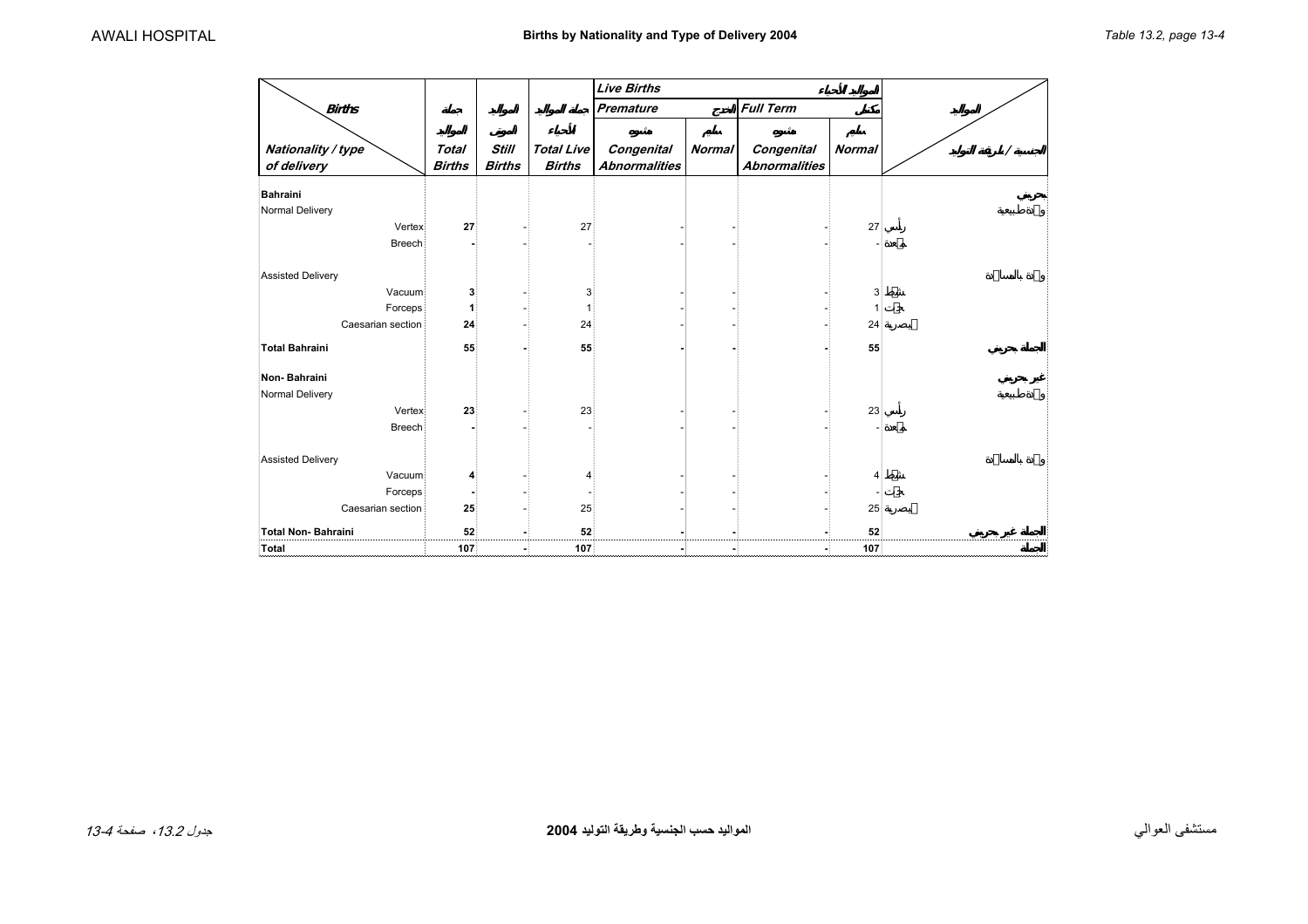# Births by Nationality and Type of Delivery 2004

| Nationality / type of delivery | Total Births | Still Births | Total Live Births | Live Births: Premature – Congenital Abnormalities | Premature – Normal | Full Term – Congenital Abnormalities | Full Term – Normal | |
|---|---|---|---|---|---|---|---|---|
| **Bahraini** | | | | | | | | بحريني |
| Normal Delivery | | | | | | | | ولادة طبيعية |
| Vertex | **27** | - | 27 | - | - | - | 27 | رأسي |
| Breech | **-** | - | - | - | - | - | - | مقعدة |
| Assisted Delivery | | | | | | | | ولادة بالمساعدة |
| Vacuum | **3** | - | 3 | - | - | - | 3 | شفط |
| Forceps | **1** | - | 1 | - | - | - | 1 | جفت |
| Caesarian section | **24** | - | 24 | - | - | - | 24 | قيصرية |
| **Total Bahraini** | **55** | **-** | **55** | **-** | **-** | **-** | **55** | **الجملة بحريني** |
| **Non- Bahraini** | | | | | | | | غير بحريني |
| Normal Delivery | | | | | | | | ولادة طبيعية |
| Vertex | **23** | - | 23 | - | - | - | 23 | رأسي |
| Breech | **-** | - | - | - | - | - | - | مقعدة |
| Assisted Delivery | | | | | | | | ولادة بالمساعدة |
| Vacuum | **4** | - | 4 | - | - | - | 4 | شفط |
| Forceps | **-** | - | - | - | - | - | - | جفت |
| Caesarian section | **25** | - | 25 | - | - | - | 25 | قيصرية |
| **Total Non- Bahraini** | **52** | **-** | **52** | **-** | **-** | **-** | **52** | **الجملة غير بحريني** |
| **Total** | **107** | **-** | **107** | **-** | **-** | **-** | **107** | **الجملة** |

المواليد حسب الجنسية وطريقة التوليد 2004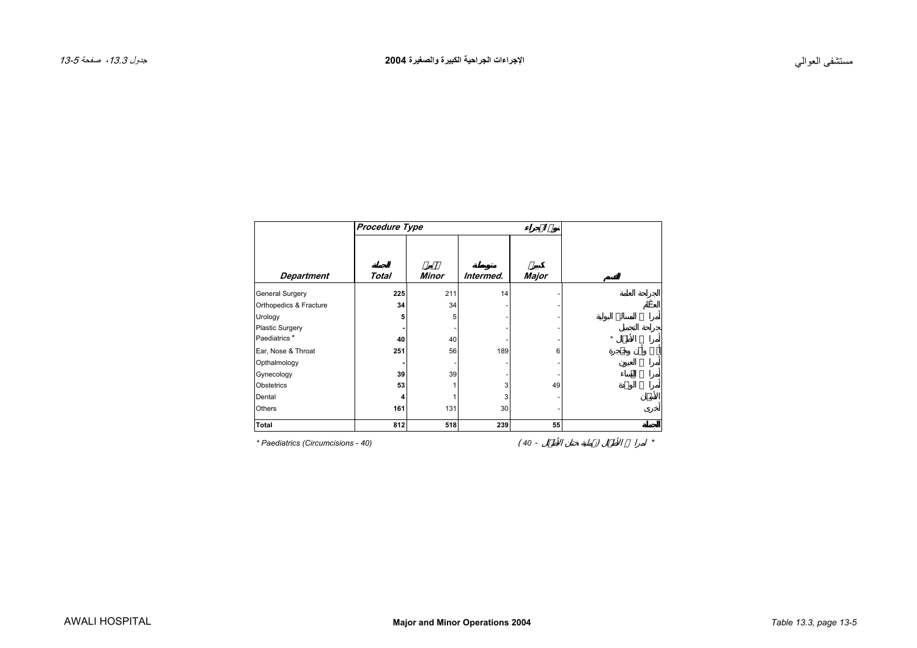## Major and Minor Operations 2004

## الإجراءات الجراحية الكبيرة والصغيرة 2004

| Department | Procedure Type نوع الإجراء | | | | القسم |
|---|---|---|---|---|---|
| | الجملة Total | يسير Minor | متوسطة Intermed. | كبير Major | |
| General Surgery | 225 | 211 | 14 | - | الجراحة العامة |
| Orthopedics & Fracture | 34 | 34 | - | - | العظام |
| Urology | 5 | 5 | - | - | أمراض المسالك البولية |
| Plastic Surgery | - | - | - | - | جراحة التجميل |
| Paediatrics * | 40 | 40 | - | - | أمراض الأطفال * |
| Ear, Nose & Throat | 251 | 56 | 189 | 6 | الأنف والأذن والحنجرة |
| Opthalmology | - | - | - | - | أمراض العيون |
| Gynecology | 39 | 39 | - | - | أمراض النساء |
| Obstetrics | 53 | 1 | 3 | 49 | أمراض الولادة |
| Dental | 4 | 1 | 3 | - | الأسنان |
| Others | 161 | 131 | 30 | - | أخرى |
| **Total** | **812** | **518** | **239** | **55** | **الجملة** |

* Paediatrics (Circumcisions - 40)

* أمراض الأطفال (عملية ختان الأطفال - 40)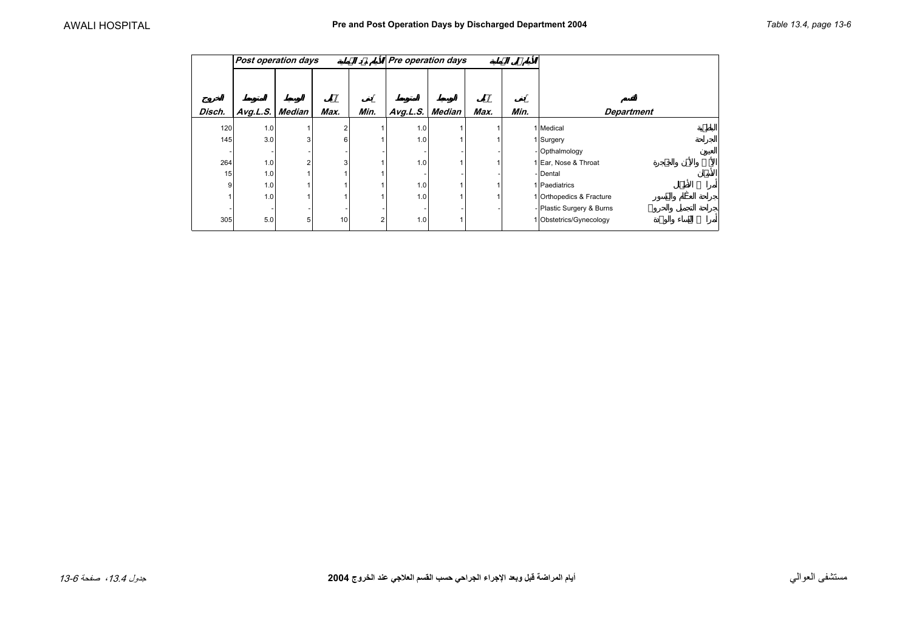# Pre and Post Operation Days by Discharged Department 2004

| | Post operation days | | | | Pre operation days | | | | |
|---|---|---|---|---|---|---|---|---|---|
| Disch. | Avg.L.S. | Median | Max. | Min. | Avg.L.S. | Median | Max. | Min. | Department |
| 120 | 1.0 | 1 | 2 | 1 | 1.0 | 1 | 1 | 1 | Medical |
| 145 | 3.0 | 3 | 6 | 1 | 1.0 | 1 | 1 | 1 | Surgery |
| - | - | - | - | - | - | - | - | - | Opthalmology |
| 264 | 1.0 | 2 | 3 | 1 | 1.0 | 1 | 1 | 1 | Ear, Nose & Throat |
| 15 | 1.0 | 1 | 1 | 1 | - | - | - | - | Dental |
| 9 | 1.0 | 1 | 1 | 1 | 1.0 | 1 | 1 | 1 | Paediatrics |
| 1 | 1.0 | 1 | 1 | 1 | 1.0 | 1 | 1 | 1 | Orthopedics & Fracture |
| - | - | - | - | - | - | - | - | - | Plastic Surgery & Burns |
| 305 | 5.0 | 5 | 10 | 2 | 1.0 | 1 | | 1 | Obstetrics/Gynecology |

أيام المراضة قبل وبعد الإجراء الجراحي حسب القسم العلاجي عند الخروج 2004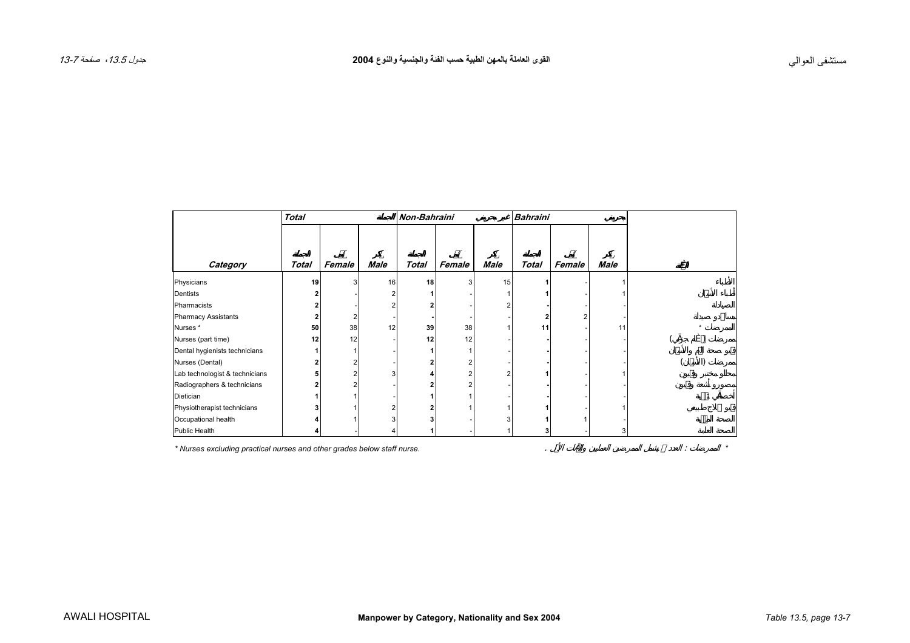# مستشفى العوالي

## القوى العاملة بالمهن الطبية حسب الفئة والجنسية والنوع 2004

جدول 13.5، صفحة 13-7

| | Total | | الجملة | Non-Bahraini | | غير بحريني | Bahraini | | بحريني | |
|---|---|---|---|---|---|---|---|---|---|---|
| | الجملة | إناث | ذكور | الجملة | إناث | ذكور | الجملة | إناث | ذكور | |
| Category | Total | Female | Male | Total | Female | Male | Total | Female | Male | الفئة |
| Physicians | 19 | 3 | 16 | 18 | 3 | 15 | 1 | - | 1 | الأطباء |
| Dentists | 2 | - | 2 | 1 | - | 1 | 1 | - | 1 | أطباء الأسنان |
| Pharmacists | 2 | - | 2 | 2 | - | 2 | - | - | - | الصيادلة |
| Pharmacy Assistants | 2 | 2 | - | - | - | - | 2 | 2 | - | مساعدو صيدلة |
| Nurses * | 50 | 38 | 12 | 39 | 38 | 1 | 11 | - | 11 | الممرضات * |
| Nurses (part time) | 12 | 12 | - | 12 | 12 | - | - | - | - | ممرضات (عمل جزئي) |
| Dental hygienists technicians | 1 | 1 | - | 1 | 1 | - | - | - | - | فنيو صحة الفم والأسنان |
| Nurses (Dental) | 2 | 2 | - | 2 | 2 | - | - | - | - | ممرضات (الأسنان) |
| Lab technologist & technicians | 5 | 2 | 3 | 4 | 2 | 2 | 1 | - | 1 | محللو مختبر وفنيون |
| Radiographers & technicians | 2 | 2 | - | 2 | 2 | - | - | - | - | مصورو أشعة وفنيون |
| Dietician | 1 | 1 | - | 1 | 1 | - | - | - | - | أخصائي تغذية |
| Physiotherapist technicians | 3 | 1 | 2 | 2 | 1 | 1 | 1 | - | 1 | فنيو علاج طبيعي |
| Occupational health | 4 | 1 | 3 | 3 | - | 3 | 1 | 1 | - | الصحة المهنية |
| Public Health | 4 | - | 4 | 1 | - | 1 | 3 | - | 3 | الصحة العامة |

* Nurses excluding practical nurses and other grades below staff nurse.

* الممرضات : العدد لا يشمل الممرضين العاملين والدرجات الأقل .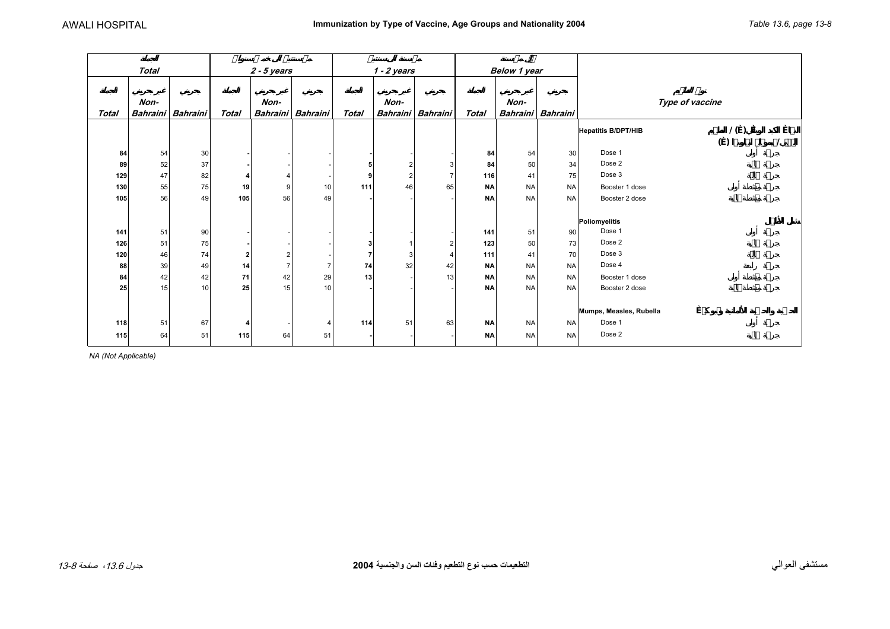# Immunization by Type of Vaccine, Age Groups and Nationality 2004

AWALI HOSPITAL

| Total | | | 2 - 5 years | | | 1 - 2 years | | | Below 1 year | | | Type of vaccine |
|---|---|---|---|---|---|---|---|---|---|---|---|---|
| Total | Non-Bahraini | Bahraini | Total | Non-Bahraini | Bahraini | Total | Non-Bahraini | Bahraini | Total | Non-Bahraini | Bahraini | |
| | | | | | | | | | | | | **Hepatitis B/DPT/HIB** |
| 84 | 54 | 30 | - | - | - | - | - | - | 84 | 54 | 30 | Dose 1 |
| 89 | 52 | 37 | - | - | - | 5 | 2 | 3 | 84 | 50 | 34 | Dose 2 |
| 129 | 47 | 82 | 4 | 4 | - | 9 | 2 | 7 | 116 | 41 | 75 | Dose 3 |
| 130 | 55 | 75 | 19 | 9 | 10 | 111 | 46 | 65 | NA | NA | NA | Booster 1 dose |
| 105 | 56 | 49 | 105 | 56 | 49 | - | - | - | NA | NA | NA | Booster 2 dose |
| | | | | | | | | | | | | **Poliomyelitis** |
| 141 | 51 | 90 | - | - | - | - | - | - | 141 | 51 | 90 | Dose 1 |
| 126 | 51 | 75 | - | - | - | 3 | 1 | 2 | 123 | 50 | 73 | Dose 2 |
| 120 | 46 | 74 | 2 | 2 | - | 7 | 3 | 4 | 111 | 41 | 70 | Dose 3 |
| 88 | 39 | 49 | 14 | 7 | 7 | 74 | 32 | 42 | NA | NA | NA | Dose 4 |
| 84 | 42 | 42 | 71 | 42 | 29 | 13 | - | 13 | NA | NA | NA | Booster 1 dose |
| 25 | 15 | 10 | 25 | 15 | 10 | - | - | - | NA | NA | NA | Booster 2 dose |
| | | | | | | | | | | | | **Mumps, Measles, Rubella** |
| 118 | 51 | 67 | 4 | - | 4 | 114 | 51 | 63 | NA | NA | NA | Dose 1 |
| 115 | 64 | 51 | 115 | 64 | 51 | - | - | - | NA | NA | NA | Dose 2 |

*NA (Not Applicable)*

مستشفى العوالي

**التطعيمات حسب نوع التطعيم وفئات السن والجنسية 2004**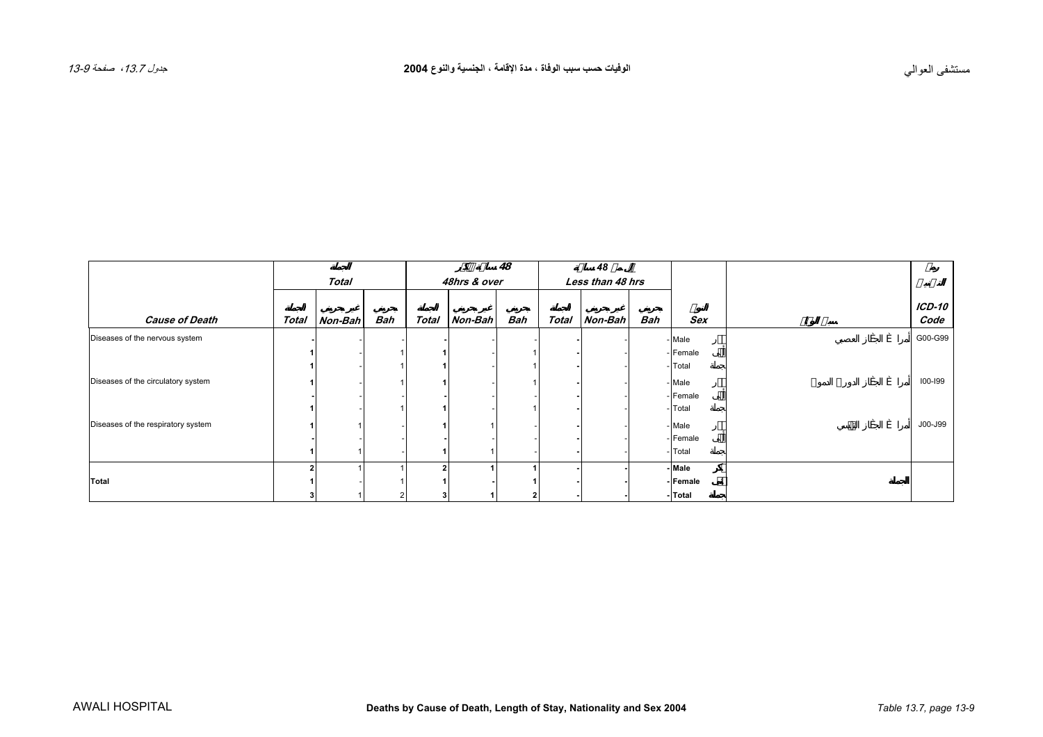# الوفيات حسب سبب الوفاة ، مدة الإقامة ، الجنسية والنوع 2004

مستشفى العوالي

جدول 13.7، صفحة 13-9

| | الجملة Total | | | 48 ساعة فأكثر 48hrs & over | | | أقل من 48 ساعة Less than 48 hrs | | | | | |
|---|---|---|---|---|---|---|---|---|---|---|---|---|
| **Cause of Death** | الجملة Total | غير بحريني Non-Bah | بحريني Bah | الجملة Total | غير بحريني Non-Bah | بحريني Bah | الجملة Total | غير بحريني Non-Bah | بحريني Bah | النوع Sex | سبب الوفاة | ICD-10 Code |
| Diseases of the nervous system | - | - | - | - | - | - | - | - | - | Male ذكر | أمراض الجهاز العصبي | G00-G99 |
| | 1 | - | 1 | 1 | - | 1 | - | - | - | Female أنثى | | |
| | 1 | - | 1 | 1 | - | 1 | - | - | - | Total جملة | | |
| Diseases of the circulatory system | 1 | - | 1 | 1 | - | 1 | - | - | - | Male ذكر | أمراض الجهاز الدوري الدموي | I00-I99 |
| | - | - | - | - | - | - | - | - | - | Female أنثى | | |
| | 1 | - | 1 | 1 | - | 1 | - | - | - | Total جملة | | |
| Diseases of the respiratory system | 1 | 1 | - | 1 | 1 | - | - | - | - | Male ذكر | أمراض الجهاز التنفسي | J00-J99 |
| | - | - | - | - | - | - | - | - | - | Female أنثى | | |
| | 1 | 1 | - | 1 | 1 | - | - | - | - | Total جملة | | |
| | **2** | 1 | 1 | **2** | **1** | **1** | - | - | - | **Male ذكر** | | |
| **Total** | **1** | - | 1 | **1** | **-** | **1** | - | - | - | **Female أنثى** | **الجملة** | |
| | **3** | 1 | 2 | **3** | **1** | **2** | - | - | - | **Total جملة** | | |

AWALI HOSPITAL

**Deaths by Cause of Death, Length of Stay, Nationality and Sex 2004**

*Table 13.7, page 13-9*